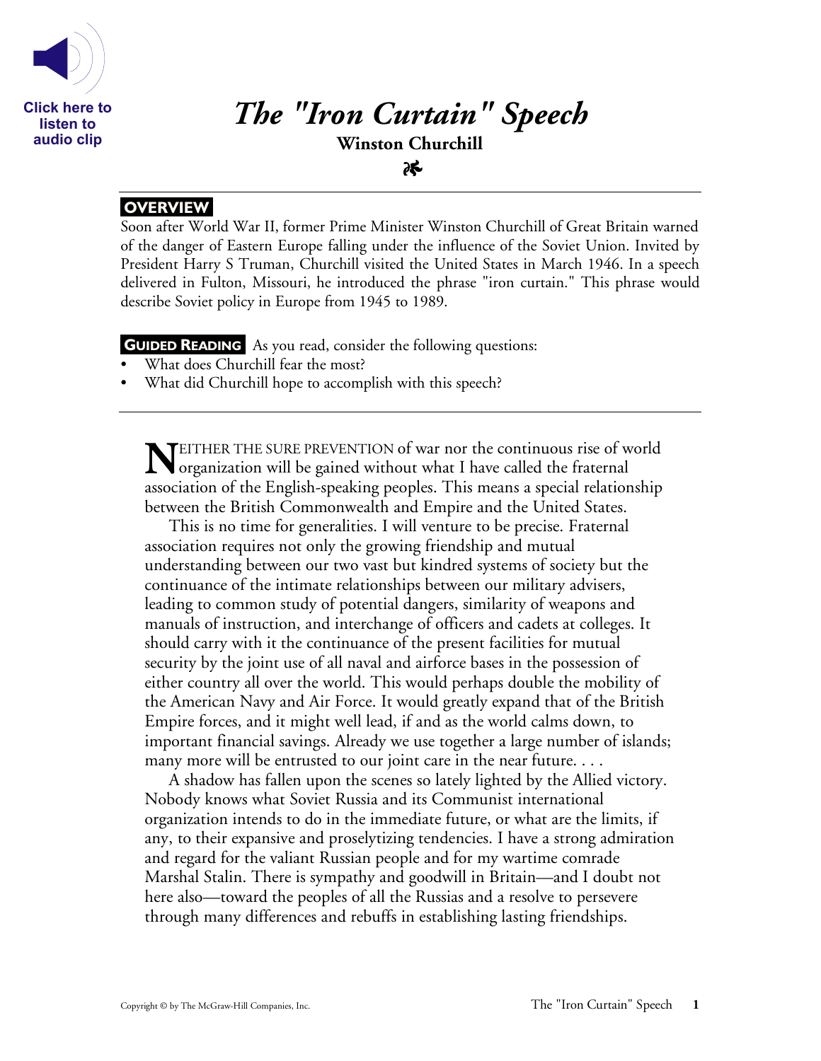Click here to listen to audio clip

# *The "Iron Curtain" Speech*

**Winston Churchill**

## OVERVIEW

Soon after World War II, former Prime Minister Winston Churchill of Great Britain warned of the danger of Eastern Europe falling under the influence of the Soviet Union. Invited by President Harry S Truman, Churchill visited the United States in March 1946. In a speech delivered in Fulton, Missouri, he introduced the phrase "iron curtain." This phrase would describe Soviet policy in Europe from 1945 to 1989.

**GUIDED READING** As you read, consider the following questions:

- What does Churchill fear the most?
- What did Churchill hope to accomplish with this speech?

---

NEITHER THE SURE PREVENTION of war nor the continuous rise of world organization will be gained without what I have called the fraternal association of the English-speaking peoples. This means a special relationship between the British Commonwealth and Empire and the United States.

This is no time for generalities. I will venture to be precise. Fraternal association requires not only the growing friendship and mutual understanding between our two vast but kindred systems of society but the continuance of the intimate relationships between our military advisers, leading to common study of potential dangers, similarity of weapons and manuals of instruction, and interchange of officers and cadets at colleges. It should carry with it the continuance of the present facilities for mutual security by the joint use of all naval and airforce bases in the possession of either country all over the world. This would perhaps double the mobility of the American Navy and Air Force. It would greatly expand that of the British Empire forces, and it might well lead, if and as the world calms down, to important financial savings. Already we use together a large number of islands; many more will be entrusted to our joint care in the near future. . . .

A shadow has fallen upon the scenes so lately lighted by the Allied victory. Nobody knows what Soviet Russia and its Communist international organization intends to do in the immediate future, or what are the limits, if any, to their expansive and proselytizing tendencies. I have a strong admiration and regard for the valiant Russian people and for my wartime comrade Marshal Stalin. There is sympathy and goodwill in Britain—and I doubt not here also—toward the peoples of all the Russias and a resolve to persevere through many differences and rebuffs in establishing lasting friendships.

Copyright © by The McGraw-Hill Companies, Inc.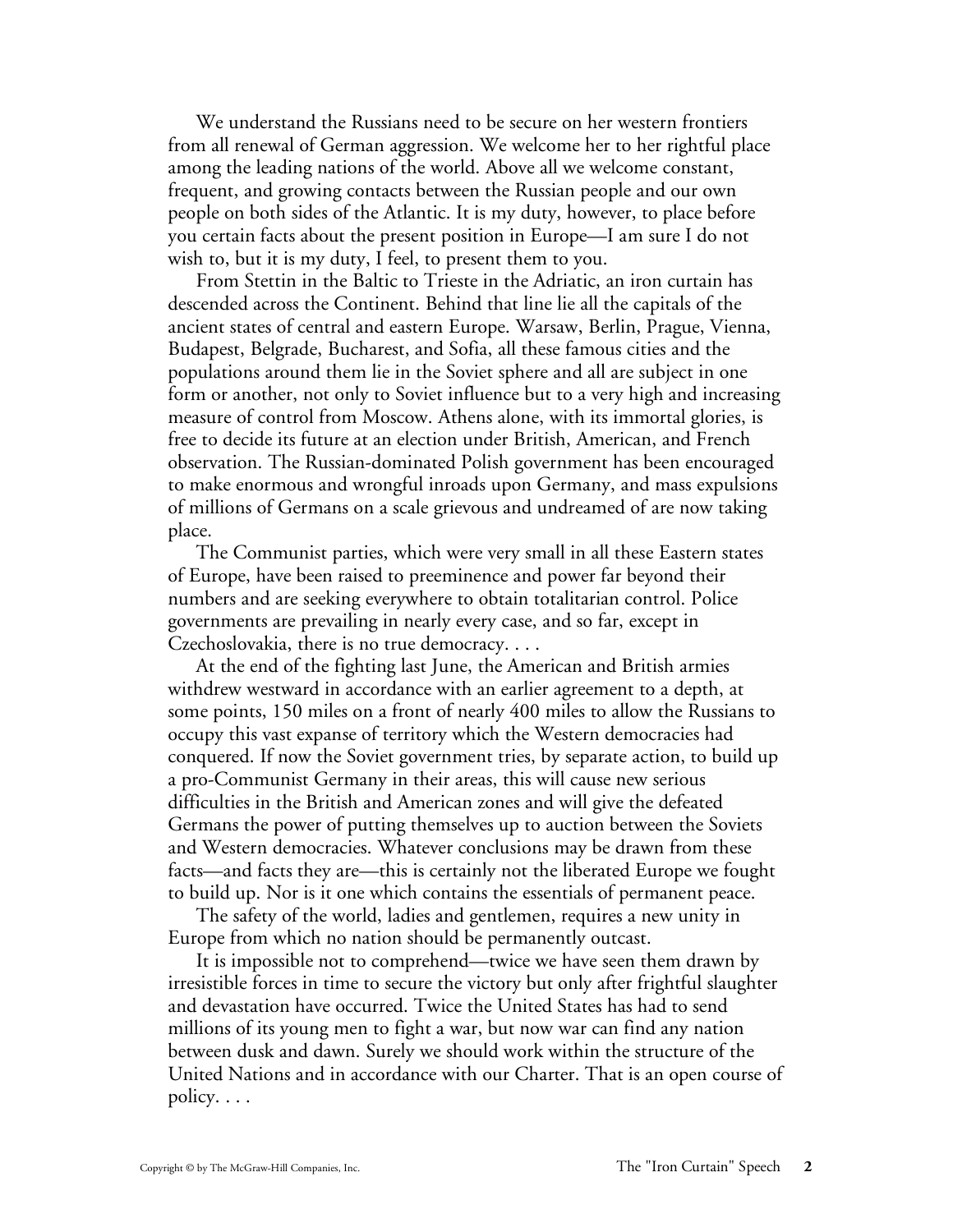We understand the Russians need to be secure on her western frontiers from all renewal of German aggression. We welcome her to her rightful place among the leading nations of the world. Above all we welcome constant, frequent, and growing contacts between the Russian people and our own people on both sides of the Atlantic. It is my duty, however, to place before you certain facts about the present position in Europe—I am sure I do not wish to, but it is my duty, I feel, to present them to you.

From Stettin in the Baltic to Trieste in the Adriatic, an iron curtain has descended across the Continent. Behind that line lie all the capitals of the ancient states of central and eastern Europe. Warsaw, Berlin, Prague, Vienna, Budapest, Belgrade, Bucharest, and Sofia, all these famous cities and the populations around them lie in the Soviet sphere and all are subject in one form or another, not only to Soviet influence but to a very high and increasing measure of control from Moscow. Athens alone, with its immortal glories, is free to decide its future at an election under British, American, and French observation. The Russian-dominated Polish government has been encouraged to make enormous and wrongful inroads upon Germany, and mass expulsions of millions of Germans on a scale grievous and undreamed of are now taking place.

The Communist parties, which were very small in all these Eastern states of Europe, have been raised to preeminence and power far beyond their numbers and are seeking everywhere to obtain totalitarian control. Police governments are prevailing in nearly every case, and so far, except in Czechoslovakia, there is no true democracy. . . .

At the end of the fighting last June, the American and British armies withdrew westward in accordance with an earlier agreement to a depth, at some points, 150 miles on a front of nearly 400 miles to allow the Russians to occupy this vast expanse of territory which the Western democracies had conquered. If now the Soviet government tries, by separate action, to build up a pro-Communist Germany in their areas, this will cause new serious difficulties in the British and American zones and will give the defeated Germans the power of putting themselves up to auction between the Soviets and Western democracies. Whatever conclusions may be drawn from these facts—and facts they are—this is certainly not the liberated Europe we fought to build up. Nor is it one which contains the essentials of permanent peace.

The safety of the world, ladies and gentlemen, requires a new unity in Europe from which no nation should be permanently outcast.

It is impossible not to comprehend—twice we have seen them drawn by irresistible forces in time to secure the victory but only after frightful slaughter and devastation have occurred. Twice the United States has had to send millions of its young men to fight a war, but now war can find any nation between dusk and dawn. Surely we should work within the structure of the United Nations and in accordance with our Charter. That is an open course of policy. . . .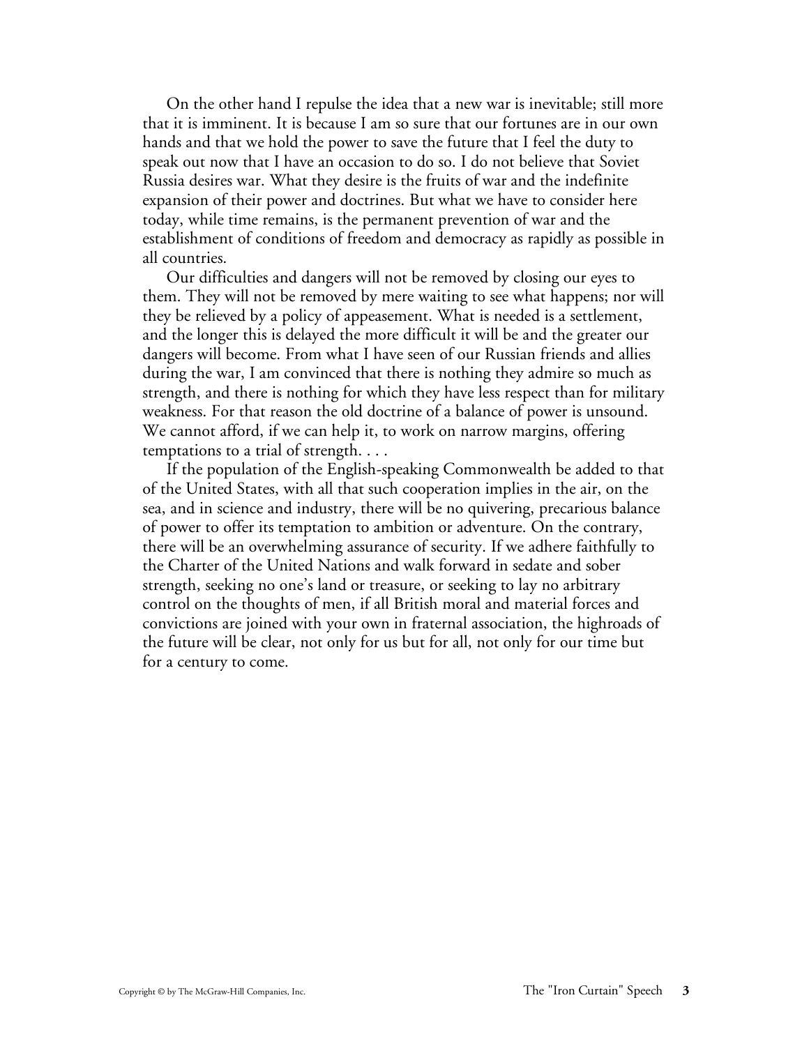On the other hand I repulse the idea that a new war is inevitable; still more that it is imminent. It is because I am so sure that our fortunes are in our own hands and that we hold the power to save the future that I feel the duty to speak out now that I have an occasion to do so. I do not believe that Soviet Russia desires war. What they desire is the fruits of war and the indefinite expansion of their power and doctrines. But what we have to consider here today, while time remains, is the permanent prevention of war and the establishment of conditions of freedom and democracy as rapidly as possible in all countries.

Our difficulties and dangers will not be removed by closing our eyes to them. They will not be removed by mere waiting to see what happens; nor will they be relieved by a policy of appeasement. What is needed is a settlement, and the longer this is delayed the more difficult it will be and the greater our dangers will become. From what I have seen of our Russian friends and allies during the war, I am convinced that there is nothing they admire so much as strength, and there is nothing for which they have less respect than for military weakness. For that reason the old doctrine of a balance of power is unsound. We cannot afford, if we can help it, to work on narrow margins, offering temptations to a trial of strength. . . .

If the population of the English-speaking Commonwealth be added to that of the United States, with all that such cooperation implies in the air, on the sea, and in science and industry, there will be no quivering, precarious balance of power to offer its temptation to ambition or adventure. On the contrary, there will be an overwhelming assurance of security. If we adhere faithfully to the Charter of the United Nations and walk forward in sedate and sober strength, seeking no one's land or treasure, or seeking to lay no arbitrary control on the thoughts of men, if all British moral and material forces and convictions are joined with your own in fraternal association, the highroads of the future will be clear, not only for us but for all, not only for our time but for a century to come.